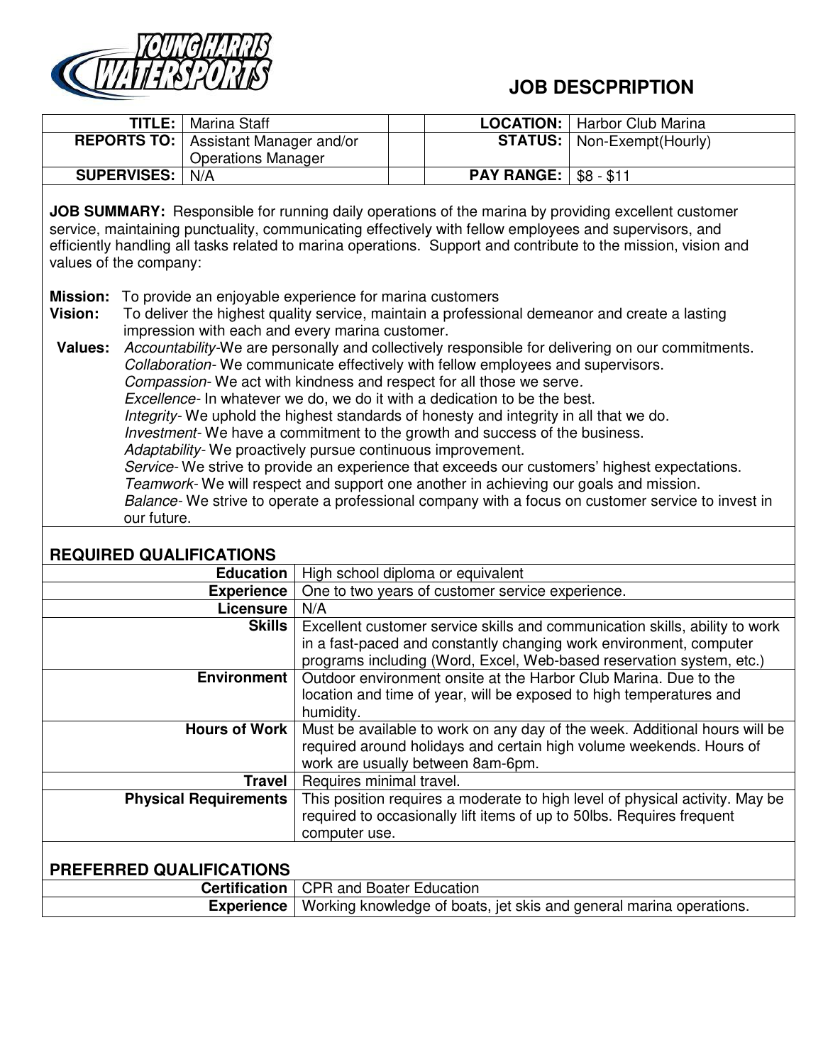# JOB DESCPRIPTION

| | | | | |
|---|---|---|---|---|
| **TITLE:** | Marina Staff | | **LOCATION:** | Harbor Club Marina |
| **REPORTS TO:** | Assistant Manager and/or Operations Manager | | **STATUS:** | Non-Exempt(Hourly) |
| **SUPERVISES:** | N/A | | **PAY RANGE:** | $8 - $11 |

**JOB SUMMARY:** Responsible for running daily operations of the marina by providing excellent customer service, maintaining punctuality, communicating effectively with fellow employees and supervisors, and efficiently handling all tasks related to marina operations. Support and contribute to the mission, vision and values of the company:

**Mission:** To provide an enjoyable experience for marina customers

**Vision:** To deliver the highest quality service, maintain a professional demeanor and create a lasting impression with each and every marina customer.

**Values:**
*Accountability*-We are personally and collectively responsible for delivering on our commitments.
*Collaboration*- We communicate effectively with fellow employees and supervisors.
*Compassion*- We act with kindness and respect for all those we serve.
*Excellence*- In whatever we do, we do it with a dedication to be the best.
*Integrity*- We uphold the highest standards of honesty and integrity in all that we do.
*Investment*- We have a commitment to the growth and success of the business.
*Adaptability*- We proactively pursue continuous improvement.
*Service*- We strive to provide an experience that exceeds our customers' highest expectations.
*Teamwork*- We will respect and support one another in achieving our goals and mission.
*Balance*- We strive to operate a professional company with a focus on customer service to invest in our future.

## REQUIRED QUALIFICATIONS

| | |
|---|---|
| **Education** | High school diploma or equivalent |
| **Experience** | One to two years of customer service experience. |
| **Licensure** | N/A |
| **Skills** | Excellent customer service skills and communication skills, ability to work in a fast-paced and constantly changing work environment, computer programs including (Word, Excel, Web-based reservation system, etc.) |
| **Environment** | Outdoor environment onsite at the Harbor Club Marina. Due to the location and time of year, will be exposed to high temperatures and humidity. |
| **Hours of Work** | Must be available to work on any day of the week. Additional hours will be required around holidays and certain high volume weekends. Hours of work are usually between 8am-6pm. |
| **Travel** | Requires minimal travel. |
| **Physical Requirements** | This position requires a moderate to high level of physical activity. May be required to occasionally lift items of up to 50lbs. Requires frequent computer use. |

## PREFERRED QUALIFICATIONS

| | |
|---|---|
| **Certification** | CPR and Boater Education |
| **Experience** | Working knowledge of boats, jet skis and general marina operations. |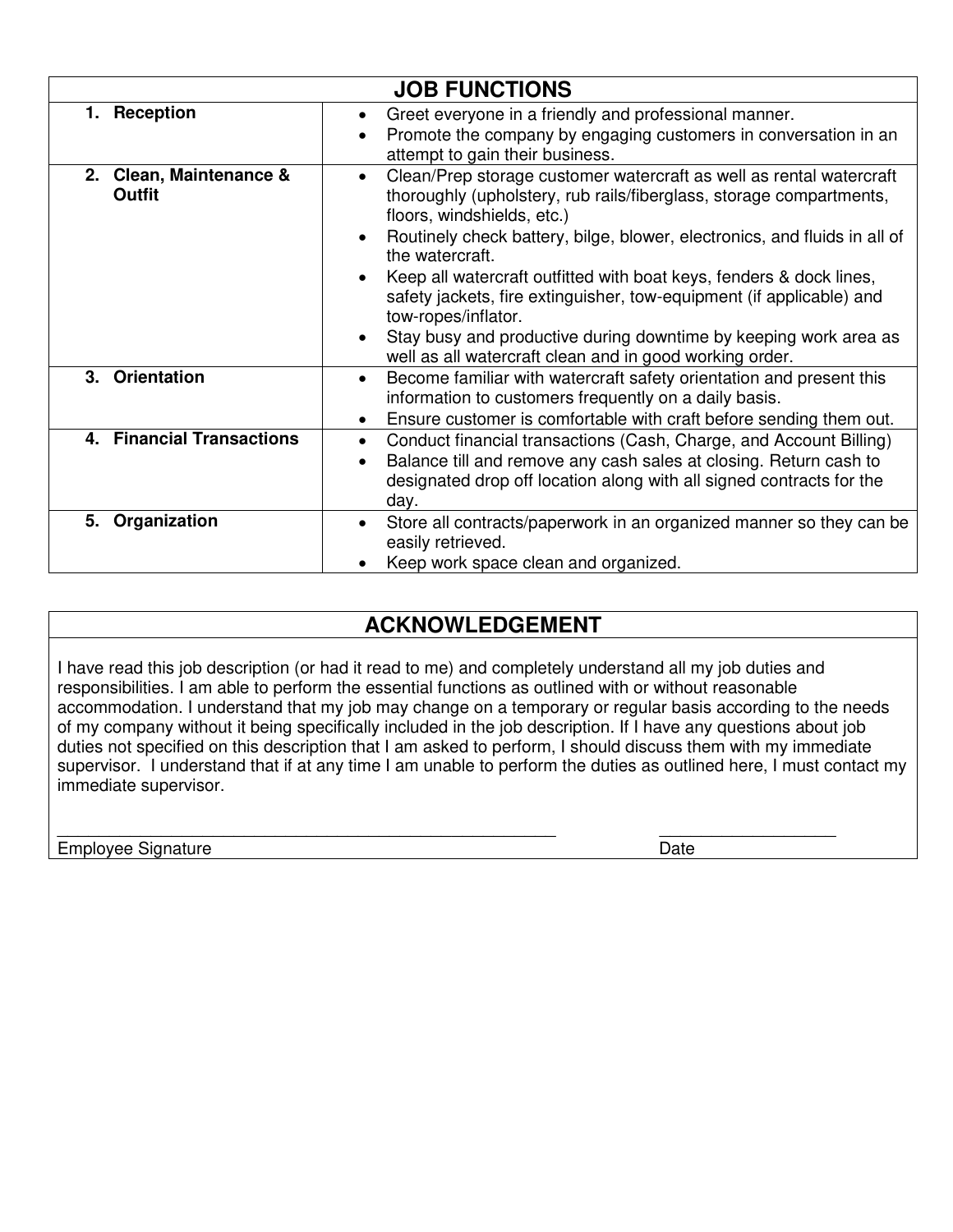## JOB FUNCTIONS

| | |
|---|---|
| **1. Reception** | • Greet everyone in a friendly and professional manner.<br>• Promote the company by engaging customers in conversation in an attempt to gain their business. |
| **2. Clean, Maintenance & Outfit** | • Clean/Prep storage customer watercraft as well as rental watercraft thoroughly (upholstery, rub rails/fiberglass, storage compartments, floors, windshields, etc.)<br>• Routinely check battery, bilge, blower, electronics, and fluids in all of the watercraft.<br>• Keep all watercraft outfitted with boat keys, fenders & dock lines, safety jackets, fire extinguisher, tow-equipment (if applicable) and tow-ropes/inflator.<br>• Stay busy and productive during downtime by keeping work area as well as all watercraft clean and in good working order. |
| **3. Orientation** | • Become familiar with watercraft safety orientation and present this information to customers frequently on a daily basis.<br>• Ensure customer is comfortable with craft before sending them out. |
| **4. Financial Transactions** | • Conduct financial transactions (Cash, Charge, and Account Billing)<br>• Balance till and remove any cash sales at closing. Return cash to designated drop off location along with all signed contracts for the day. |
| **5. Organization** | • Store all contracts/paperwork in an organized manner so they can be easily retrieved.<br>• Keep work space clean and organized. |

## ACKNOWLEDGEMENT

I have read this job description (or had it read to me) and completely understand all my job duties and responsibilities. I am able to perform the essential functions as outlined with or without reasonable accommodation. I understand that my job may change on a temporary or regular basis according to the needs of my company without it being specifically included in the job description. If I have any questions about job duties not specified on this description that I am asked to perform, I should discuss them with my immediate supervisor. I understand that if at any time I am unable to perform the duties as outlined here, I must contact my immediate supervisor.

_______________________________________________ ___________________

Employee Signature Date